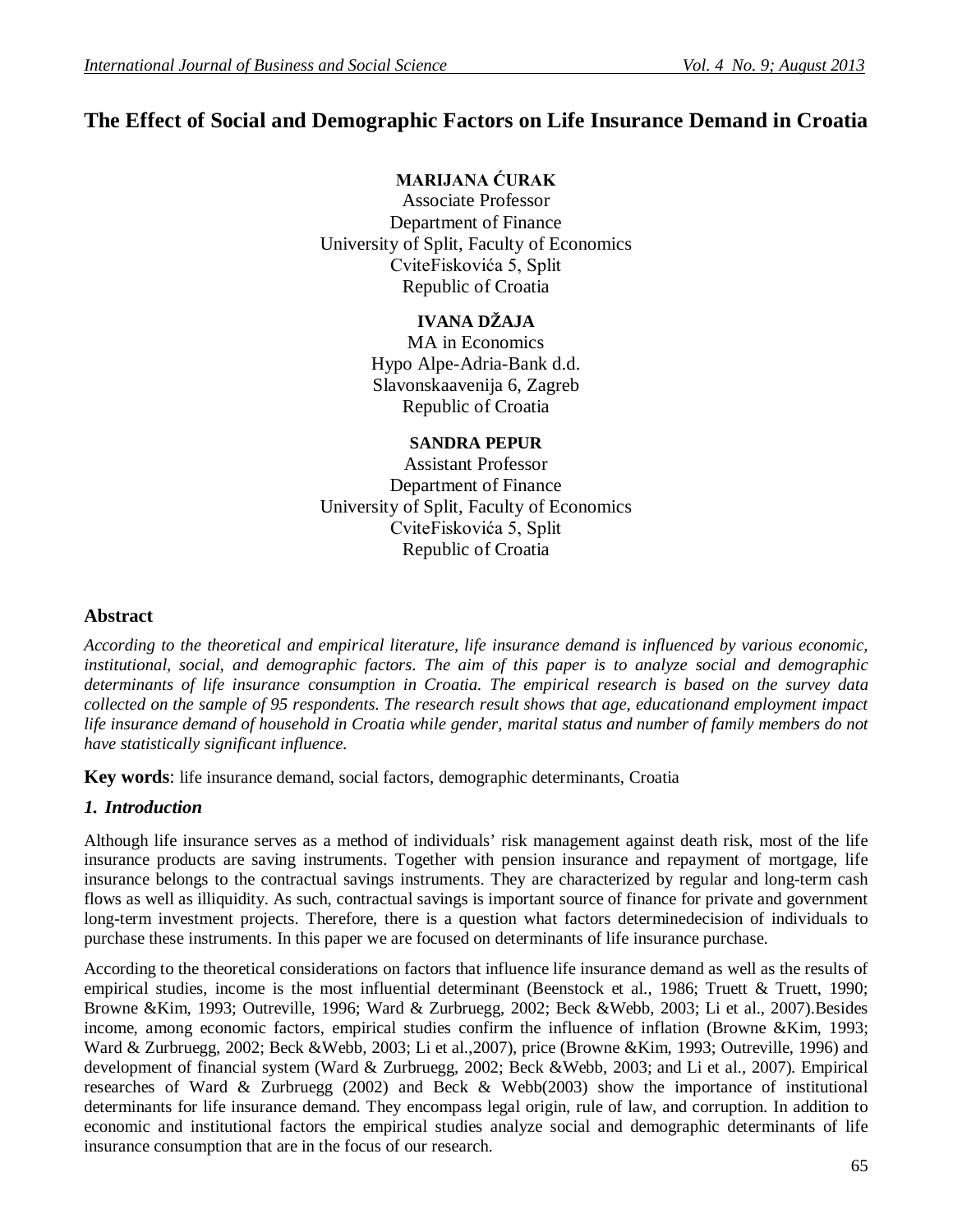# The Effect of Social and Demographic Factors on Life Insurance Demand in Croatia

**MARIJANA ĆURAK**
Associate Professor
Department of Finance
University of Split, Faculty of Economics
CviteFiskovića 5, Split
Republic of Croatia

**IVANA DŽAJA**
MA in Economics
Hypo Alpe-Adria-Bank d.d.
Slavonskaavenija 6, Zagreb
Republic of Croatia

**SANDRA PEPUR**
Assistant Professor
Department of Finance
University of Split, Faculty of Economics
CviteFiskovića 5, Split
Republic of Croatia

## Abstract

*According to the theoretical and empirical literature, life insurance demand is influenced by various economic, institutional, social, and demographic factors. The aim of this paper is to analyze social and demographic determinants of life insurance consumption in Croatia. The empirical research is based on the survey data collected on the sample of 95 respondents. The research result shows that age, educationand employment impact life insurance demand of household in Croatia while gender, marital status and number of family members do not have statistically significant influence.*

**Key words**: life insurance demand, social factors, demographic determinants, Croatia

## *1. Introduction*

Although life insurance serves as a method of individuals' risk management against death risk, most of the life insurance products are saving instruments. Together with pension insurance and repayment of mortgage, life insurance belongs to the contractual savings instruments. They are characterized by regular and long-term cash flows as well as illiquidity. As such, contractual savings is important source of finance for private and government long-term investment projects. Therefore, there is a question what factors determinedecision of individuals to purchase these instruments. In this paper we are focused on determinants of life insurance purchase.

According to the theoretical considerations on factors that influence life insurance demand as well as the results of empirical studies, income is the most influential determinant (Beenstock et al., 1986; Truett & Truett, 1990; Browne &Kim, 1993; Outreville, 1996; Ward & Zurbruegg, 2002; Beck &Webb, 2003; Li et al., 2007).Besides income, among economic factors, empirical studies confirm the influence of inflation (Browne &Kim, 1993; Ward & Zurbruegg, 2002; Beck &Webb, 2003; Li et al.,2007), price (Browne &Kim, 1993; Outreville, 1996) and development of financial system (Ward & Zurbruegg, 2002; Beck &Webb, 2003; and Li et al., 2007). Empirical researches of Ward & Zurbruegg (2002) and Beck & Webb(2003) show the importance of institutional determinants for life insurance demand. They encompass legal origin, rule of law, and corruption. In addition to economic and institutional factors the empirical studies analyze social and demographic determinants of life insurance consumption that are in the focus of our research.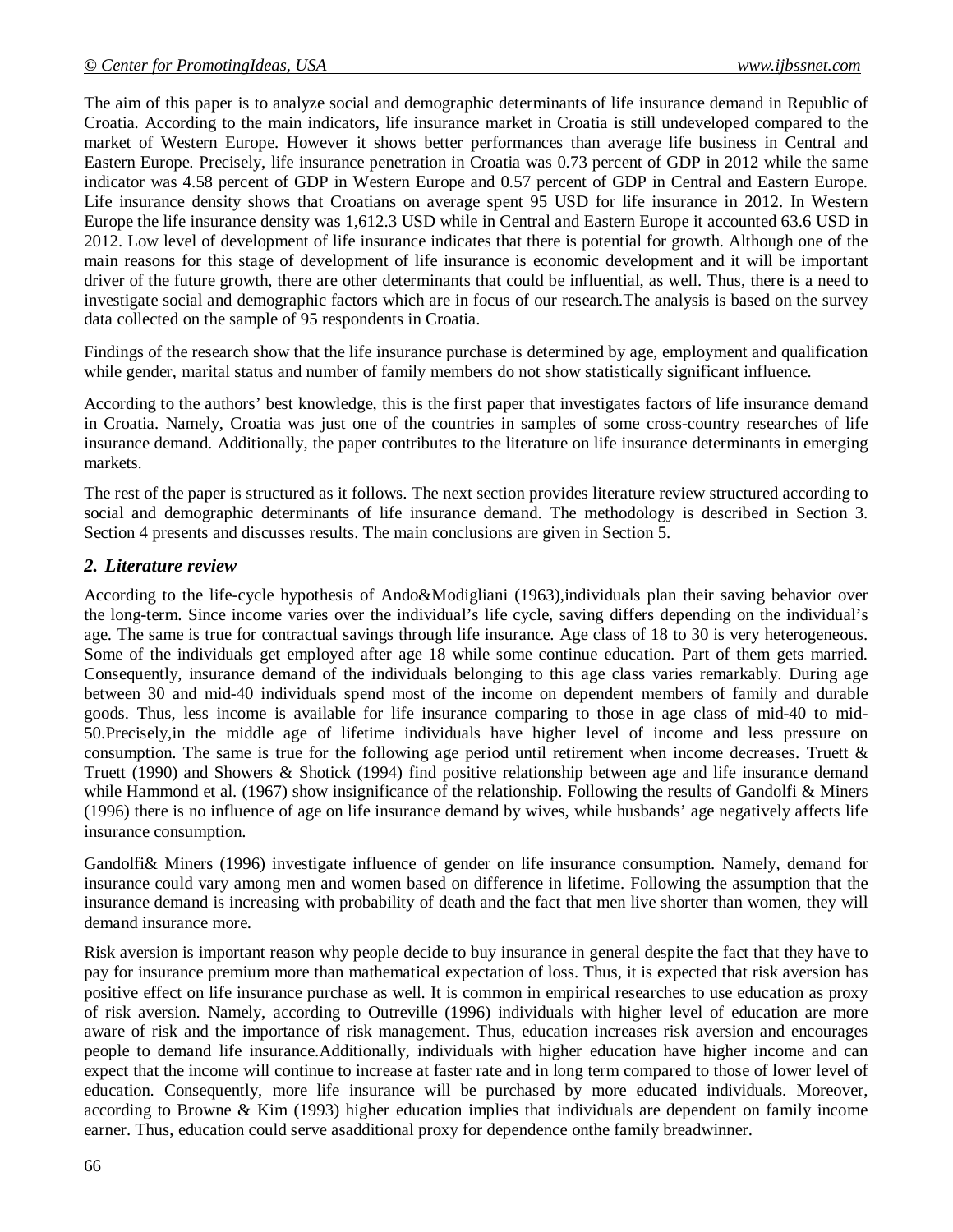The aim of this paper is to analyze social and demographic determinants of life insurance demand in Republic of Croatia. According to the main indicators, life insurance market in Croatia is still undeveloped compared to the market of Western Europe. However it shows better performances than average life business in Central and Eastern Europe. Precisely, life insurance penetration in Croatia was 0.73 percent of GDP in 2012 while the same indicator was 4.58 percent of GDP in Western Europe and 0.57 percent of GDP in Central and Eastern Europe. Life insurance density shows that Croatians on average spent 95 USD for life insurance in 2012. In Western Europe the life insurance density was 1,612.3 USD while in Central and Eastern Europe it accounted 63.6 USD in 2012. Low level of development of life insurance indicates that there is potential for growth. Although one of the main reasons for this stage of development of life insurance is economic development and it will be important driver of the future growth, there are other determinants that could be influential, as well. Thus, there is a need to investigate social and demographic factors which are in focus of our research.The analysis is based on the survey data collected on the sample of 95 respondents in Croatia.

Findings of the research show that the life insurance purchase is determined by age, employment and qualification while gender, marital status and number of family members do not show statistically significant influence.

According to the authors' best knowledge, this is the first paper that investigates factors of life insurance demand in Croatia. Namely, Croatia was just one of the countries in samples of some cross-country researches of life insurance demand. Additionally, the paper contributes to the literature on life insurance determinants in emerging markets.

The rest of the paper is structured as it follows. The next section provides literature review structured according to social and demographic determinants of life insurance demand. The methodology is described in Section 3. Section 4 presents and discusses results. The main conclusions are given in Section 5.

## *2. Literature review*

According to the life-cycle hypothesis of Ando&Modigliani (1963),individuals plan their saving behavior over the long-term. Since income varies over the individual's life cycle, saving differs depending on the individual's age. The same is true for contractual savings through life insurance. Age class of 18 to 30 is very heterogeneous. Some of the individuals get employed after age 18 while some continue education. Part of them gets married. Consequently, insurance demand of the individuals belonging to this age class varies remarkably. During age between 30 and mid-40 individuals spend most of the income on dependent members of family and durable goods. Thus, less income is available for life insurance comparing to those in age class of mid-40 to mid-50.Precisely,in the middle age of lifetime individuals have higher level of income and less pressure on consumption. The same is true for the following age period until retirement when income decreases. Truett & Truett (1990) and Showers & Shotick (1994) find positive relationship between age and life insurance demand while Hammond et al. (1967) show insignificance of the relationship. Following the results of Gandolfi & Miners (1996) there is no influence of age on life insurance demand by wives, while husbands' age negatively affects life insurance consumption.

Gandolfi& Miners (1996) investigate influence of gender on life insurance consumption. Namely, demand for insurance could vary among men and women based on difference in lifetime. Following the assumption that the insurance demand is increasing with probability of death and the fact that men live shorter than women, they will demand insurance more.

Risk aversion is important reason why people decide to buy insurance in general despite the fact that they have to pay for insurance premium more than mathematical expectation of loss. Thus, it is expected that risk aversion has positive effect on life insurance purchase as well. It is common in empirical researches to use education as proxy of risk aversion. Namely, according to Outreville (1996) individuals with higher level of education are more aware of risk and the importance of risk management. Thus, education increases risk aversion and encourages people to demand life insurance.Additionally, individuals with higher education have higher income and can expect that the income will continue to increase at faster rate and in long term compared to those of lower level of education. Consequently, more life insurance will be purchased by more educated individuals. Moreover, according to Browne & Kim (1993) higher education implies that individuals are dependent on family income earner. Thus, education could serve asadditional proxy for dependence onthe family breadwinner.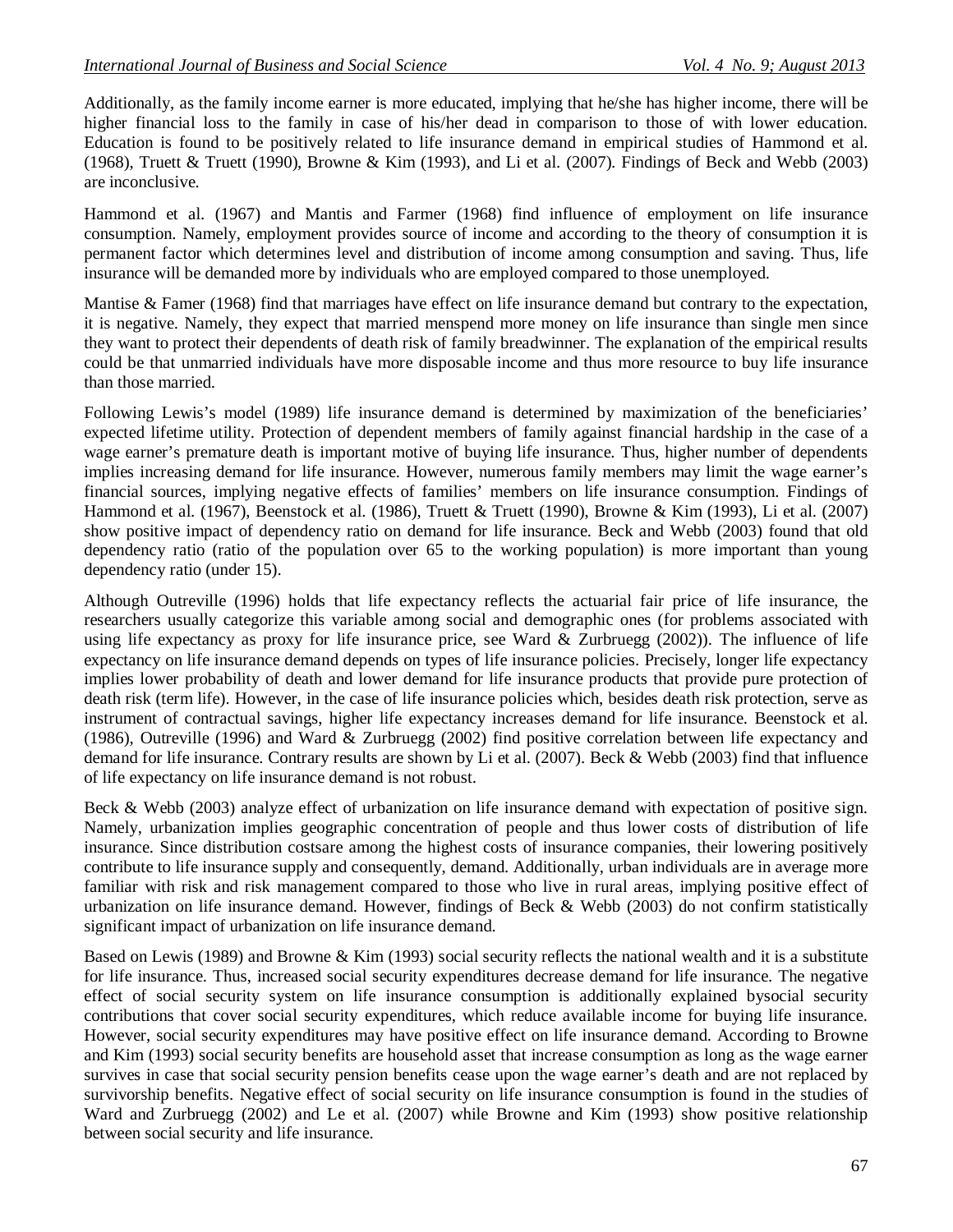Additionally, as the family income earner is more educated, implying that he/she has higher income, there will be higher financial loss to the family in case of his/her dead in comparison to those of with lower education. Education is found to be positively related to life insurance demand in empirical studies of Hammond et al. (1968), Truett & Truett (1990), Browne & Kim (1993), and Li et al. (2007). Findings of Beck and Webb (2003) are inconclusive.

Hammond et al. (1967) and Mantis and Farmer (1968) find influence of employment on life insurance consumption. Namely, employment provides source of income and according to the theory of consumption it is permanent factor which determines level and distribution of income among consumption and saving. Thus, life insurance will be demanded more by individuals who are employed compared to those unemployed.

Mantise & Famer (1968) find that marriages have effect on life insurance demand but contrary to the expectation, it is negative. Namely, they expect that married menspend more money on life insurance than single men since they want to protect their dependents of death risk of family breadwinner. The explanation of the empirical results could be that unmarried individuals have more disposable income and thus more resource to buy life insurance than those married.

Following Lewis's model (1989) life insurance demand is determined by maximization of the beneficiaries' expected lifetime utility. Protection of dependent members of family against financial hardship in the case of a wage earner's premature death is important motive of buying life insurance. Thus, higher number of dependents implies increasing demand for life insurance. However, numerous family members may limit the wage earner's financial sources, implying negative effects of families' members on life insurance consumption. Findings of Hammond et al. (1967), Beenstock et al. (1986), Truett & Truett (1990), Browne & Kim (1993), Li et al. (2007) show positive impact of dependency ratio on demand for life insurance. Beck and Webb (2003) found that old dependency ratio (ratio of the population over 65 to the working population) is more important than young dependency ratio (under 15).

Although Outreville (1996) holds that life expectancy reflects the actuarial fair price of life insurance, the researchers usually categorize this variable among social and demographic ones (for problems associated with using life expectancy as proxy for life insurance price, see Ward & Zurbruegg (2002)). The influence of life expectancy on life insurance demand depends on types of life insurance policies. Precisely, longer life expectancy implies lower probability of death and lower demand for life insurance products that provide pure protection of death risk (term life). However, in the case of life insurance policies which, besides death risk protection, serve as instrument of contractual savings, higher life expectancy increases demand for life insurance. Beenstock et al. (1986), Outreville (1996) and Ward & Zurbruegg (2002) find positive correlation between life expectancy and demand for life insurance. Contrary results are shown by Li et al. (2007). Beck & Webb (2003) find that influence of life expectancy on life insurance demand is not robust.

Beck & Webb (2003) analyze effect of urbanization on life insurance demand with expectation of positive sign. Namely, urbanization implies geographic concentration of people and thus lower costs of distribution of life insurance. Since distribution costsare among the highest costs of insurance companies, their lowering positively contribute to life insurance supply and consequently, demand. Additionally, urban individuals are in average more familiar with risk and risk management compared to those who live in rural areas, implying positive effect of urbanization on life insurance demand. However, findings of Beck & Webb (2003) do not confirm statistically significant impact of urbanization on life insurance demand.

Based on Lewis (1989) and Browne & Kim (1993) social security reflects the national wealth and it is a substitute for life insurance. Thus, increased social security expenditures decrease demand for life insurance. The negative effect of social security system on life insurance consumption is additionally explained bysocial security contributions that cover social security expenditures, which reduce available income for buying life insurance. However, social security expenditures may have positive effect on life insurance demand. According to Browne and Kim (1993) social security benefits are household asset that increase consumption as long as the wage earner survives in case that social security pension benefits cease upon the wage earner's death and are not replaced by survivorship benefits. Negative effect of social security on life insurance consumption is found in the studies of Ward and Zurbruegg (2002) and Le et al. (2007) while Browne and Kim (1993) show positive relationship between social security and life insurance.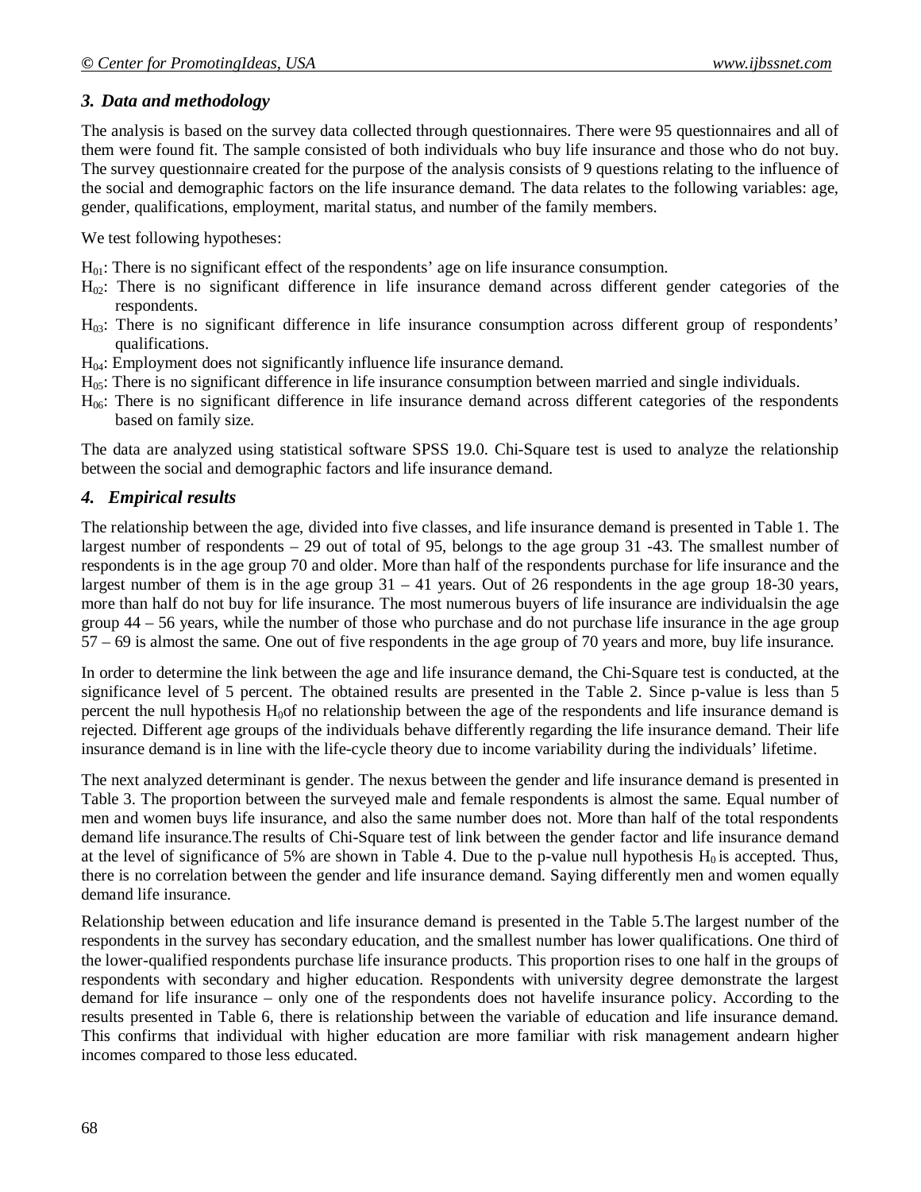### 3. Data and methodology

The analysis is based on the survey data collected through questionnaires. There were 95 questionnaires and all of them were found fit. The sample consisted of both individuals who buy life insurance and those who do not buy. The survey questionnaire created for the purpose of the analysis consists of 9 questions relating to the influence of the social and demographic factors on the life insurance demand. The data relates to the following variables: age, gender, qualifications, employment, marital status, and number of the family members.

We test following hypotheses:

$H_{01}$: There is no significant effect of the respondents' age on life insurance consumption.
$H_{02}$: There is no significant difference in life insurance demand across different gender categories of the respondents.
$H_{03}$: There is no significant difference in life insurance consumption across different group of respondents' qualifications.
$H_{04}$: Employment does not significantly influence life insurance demand.
$H_{05}$: There is no significant difference in life insurance consumption between married and single individuals.
$H_{06}$: There is no significant difference in life insurance demand across different categories of the respondents based on family size.

The data are analyzed using statistical software SPSS 19.0. Chi-Square test is used to analyze the relationship between the social and demographic factors and life insurance demand.

### 4. Empirical results

The relationship between the age, divided into five classes, and life insurance demand is presented in Table 1. The largest number of respondents – 29 out of total of 95, belongs to the age group 31 -43. The smallest number of respondents is in the age group 70 and older. More than half of the respondents purchase for life insurance and the largest number of them is in the age group 31 – 41 years. Out of 26 respondents in the age group 18-30 years, more than half do not buy for life insurance. The most numerous buyers of life insurance are individualsin the age group 44 – 56 years, while the number of those who purchase and do not purchase life insurance in the age group 57 – 69 is almost the same. One out of five respondents in the age group of 70 years and more, buy life insurance.

In order to determine the link between the age and life insurance demand, the Chi-Square test is conducted, at the significance level of 5 percent. The obtained results are presented in the Table 2. Since p-value is less than 5 percent the null hypothesis $H_0$of no relationship between the age of the respondents and life insurance demand is rejected. Different age groups of the individuals behave differently regarding the life insurance demand. Their life insurance demand is in line with the life-cycle theory due to income variability during the individuals' lifetime.

The next analyzed determinant is gender. The nexus between the gender and life insurance demand is presented in Table 3. The proportion between the surveyed male and female respondents is almost the same. Equal number of men and women buys life insurance, and also the same number does not. More than half of the total respondents demand life insurance.The results of Chi-Square test of link between the gender factor and life insurance demand at the level of significance of 5% are shown in Table 4. Due to the p-value null hypothesis $H_0$ is accepted. Thus, there is no correlation between the gender and life insurance demand. Saying differently men and women equally demand life insurance.

Relationship between education and life insurance demand is presented in the Table 5.The largest number of the respondents in the survey has secondary education, and the smallest number has lower qualifications. One third of the lower-qualified respondents purchase life insurance products. This proportion rises to one half in the groups of respondents with secondary and higher education. Respondents with university degree demonstrate the largest demand for life insurance – only one of the respondents does not havelife insurance policy. According to the results presented in Table 6, there is relationship between the variable of education and life insurance demand. This confirms that individual with higher education are more familiar with risk management andearn higher incomes compared to those less educated.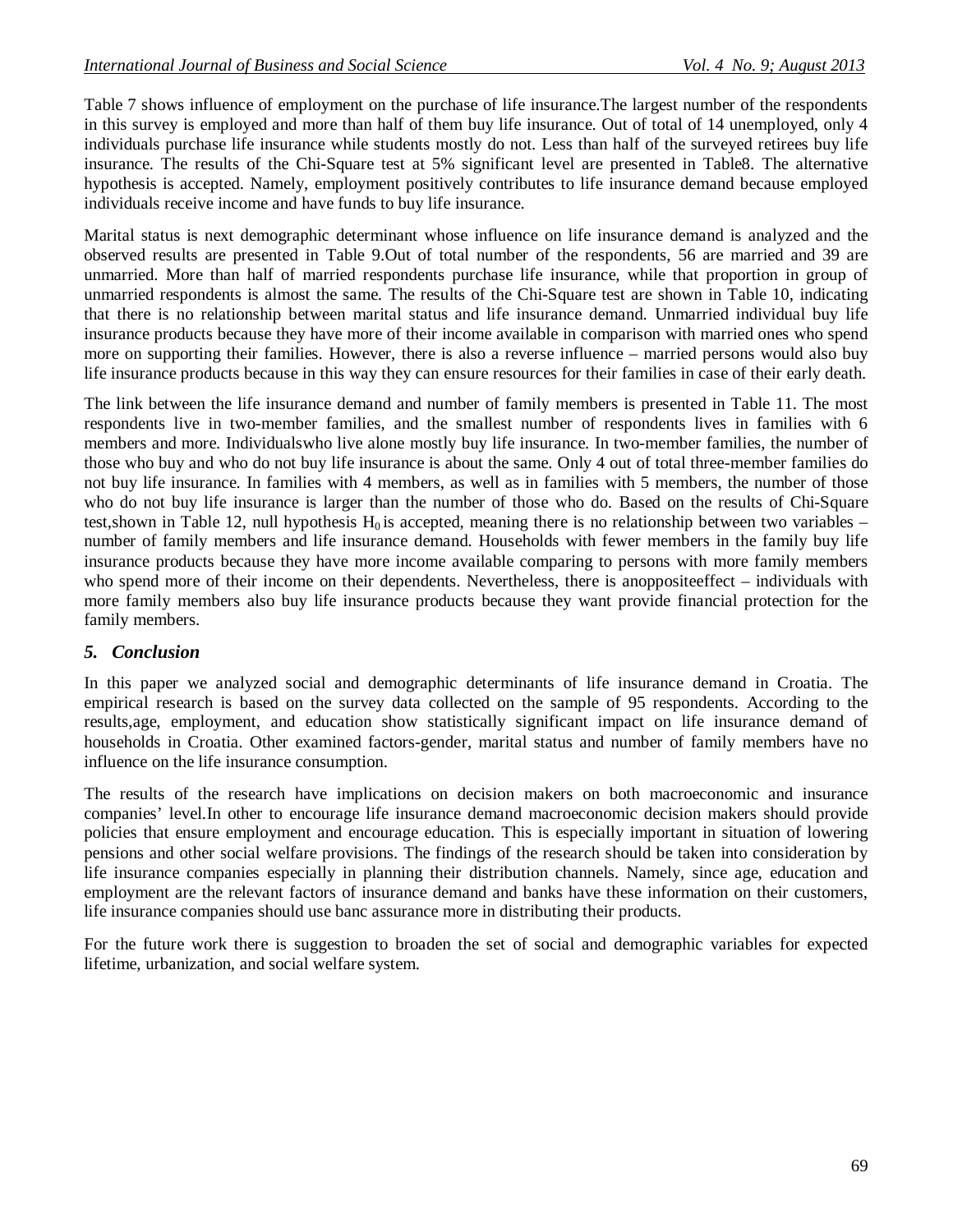Table 7 shows influence of employment on the purchase of life insurance.The largest number of the respondents in this survey is employed and more than half of them buy life insurance. Out of total of 14 unemployed, only 4 individuals purchase life insurance while students mostly do not. Less than half of the surveyed retirees buy life insurance. The results of the Chi-Square test at 5% significant level are presented in Table8. The alternative hypothesis is accepted. Namely, employment positively contributes to life insurance demand because employed individuals receive income and have funds to buy life insurance.

Marital status is next demographic determinant whose influence on life insurance demand is analyzed and the observed results are presented in Table 9.Out of total number of the respondents, 56 are married and 39 are unmarried. More than half of married respondents purchase life insurance, while that proportion in group of unmarried respondents is almost the same. The results of the Chi-Square test are shown in Table 10, indicating that there is no relationship between marital status and life insurance demand. Unmarried individual buy life insurance products because they have more of their income available in comparison with married ones who spend more on supporting their families. However, there is also a reverse influence – married persons would also buy life insurance products because in this way they can ensure resources for their families in case of their early death.

The link between the life insurance demand and number of family members is presented in Table 11. The most respondents live in two-member families, and the smallest number of respondents lives in families with 6 members and more. Individualswho live alone mostly buy life insurance. In two-member families, the number of those who buy and who do not buy life insurance is about the same. Only 4 out of total three-member families do not buy life insurance. In families with 4 members, as well as in families with 5 members, the number of those who do not buy life insurance is larger than the number of those who do. Based on the results of Chi-Square test,shown in Table 12, null hypothesis $H_0$ is accepted, meaning there is no relationship between two variables – number of family members and life insurance demand. Households with fewer members in the family buy life insurance products because they have more income available comparing to persons with more family members who spend more of their income on their dependents. Nevertheless, there is anoppositeeffect – individuals with more family members also buy life insurance products because they want provide financial protection for the family members.

## *5. Conclusion*

In this paper we analyzed social and demographic determinants of life insurance demand in Croatia. The empirical research is based on the survey data collected on the sample of 95 respondents. According to the results,age, employment, and education show statistically significant impact on life insurance demand of households in Croatia. Other examined factors-gender, marital status and number of family members have no influence on the life insurance consumption.

The results of the research have implications on decision makers on both macroeconomic and insurance companies' level.In other to encourage life insurance demand macroeconomic decision makers should provide policies that ensure employment and encourage education. This is especially important in situation of lowering pensions and other social welfare provisions. The findings of the research should be taken into consideration by life insurance companies especially in planning their distribution channels. Namely, since age, education and employment are the relevant factors of insurance demand and banks have these information on their customers, life insurance companies should use banc assurance more in distributing their products.

For the future work there is suggestion to broaden the set of social and demographic variables for expected lifetime, urbanization, and social welfare system.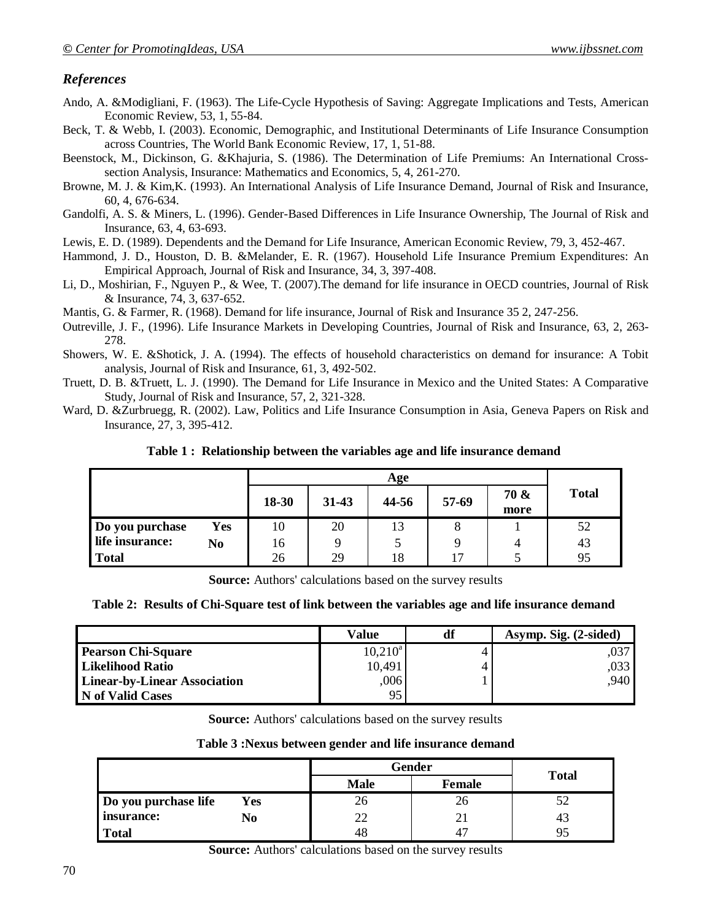## *References*

Ando, A. &Modigliani, F. (1963). The Life-Cycle Hypothesis of Saving: Aggregate Implications and Tests, American Economic Review, 53, 1, 55-84.

Beck, T. & Webb, I. (2003). Economic, Demographic, and Institutional Determinants of Life Insurance Consumption across Countries, The World Bank Economic Review, 17, 1, 51-88.

Beenstock, M., Dickinson, G. &Khajuria, S. (1986). The Determination of Life Premiums: An International Cross-section Analysis, Insurance: Mathematics and Economics, 5, 4, 261-270.

Browne, M. J. & Kim,K. (1993). An International Analysis of Life Insurance Demand, Journal of Risk and Insurance, 60, 4, 676-634.

Gandolfi, A. S. & Miners, L. (1996). Gender-Based Differences in Life Insurance Ownership, The Journal of Risk and Insurance, 63, 4, 63-693.

Lewis, E. D. (1989). Dependents and the Demand for Life Insurance, American Economic Review, 79, 3, 452-467.

Hammond, J. D., Houston, D. B. &Melander, E. R. (1967). Household Life Insurance Premium Expenditures: An Empirical Approach, Journal of Risk and Insurance, 34, 3, 397-408.

Li, D., Moshirian, F., Nguyen P., & Wee, T. (2007).The demand for life insurance in OECD countries, Journal of Risk & Insurance, 74, 3, 637-652.

Mantis, G. & Farmer, R. (1968). Demand for life insurance, Journal of Risk and Insurance 35 2, 247-256.

Outreville, J. F., (1996). Life Insurance Markets in Developing Countries, Journal of Risk and Insurance, 63, 2, 263-278.

Showers, W. E. &Shotick, J. A. (1994). The effects of household characteristics on demand for insurance: A Tobit analysis, Journal of Risk and Insurance, 61, 3, 492-502.

Truett, D. B. &Truett, L. J. (1990). The Demand for Life Insurance in Mexico and the United States: A Comparative Study, Journal of Risk and Insurance, 57, 2, 321-328.

Ward, D. &Zurbruegg, R. (2002). Law, Politics and Life Insurance Consumption in Asia, Geneva Papers on Risk and Insurance, 27, 3, 395-412.

**Table 1 : Relationship between the variables age and life insurance demand**

| | | Age | | | | | Total |
|---|---|---|---|---|---|---|---|
| | | 18-30 | 31-43 | 44-56 | 57-69 | 70 & more | |
| **Do you purchase life insurance:** | **Yes** | 10 | 20 | 13 | 8 | 1 | 52 |
| | **No** | 16 | 9 | 5 | 9 | 4 | 43 |
| **Total** | | 26 | 29 | 18 | 17 | 5 | 95 |

**Source:** Authors' calculations based on the survey results

**Table 2: Results of Chi-Square test of link between the variables age and life insurance demand**

| | Value | df | Asymp. Sig. (2-sided) |
|---|---|---|---|
| **Pearson Chi-Square** | 10,210[a] | 4 | ,037 |
| **Likelihood Ratio** | 10,491 | 4 | ,033 |
| **Linear-by-Linear Association** | ,006 | 1 | ,940 |
| **N of Valid Cases** | 95 | | |

**Source:** Authors' calculations based on the survey results

**Table 3 :Nexus between gender and life insurance demand**

| | | Gender | | Total |
|---|---|---|---|---|
| | | Male | Female | |
| **Do you purchase life insurance:** | **Yes** | 26 | 26 | 52 |
| | **No** | 22 | 21 | 43 |
| **Total** | | 48 | 47 | 95 |

**Source:** Authors' calculations based on the survey results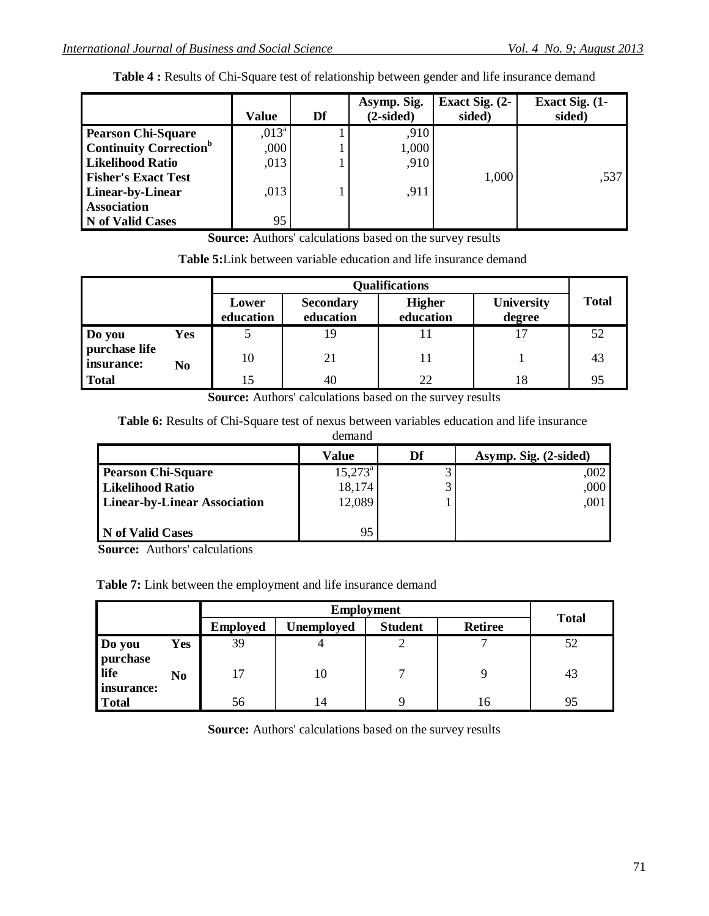**Table 4 :** Results of Chi-Square test of relationship between gender and life insurance demand

| | Value | Df | Asymp. Sig. (2-sided) | Exact Sig. (2-sided) | Exact Sig. (1-sided) |
|---|---|---|---|---|---|
| **Pearson Chi-Square** | ,013[a] | 1 | ,910 | | |
| **Continuity Correction**[b] | ,000 | 1 | 1,000 | | |
| **Likelihood Ratio** | ,013 | 1 | ,910 | | |
| **Fisher's Exact Test** | | | | 1,000 | ,537 |
| **Linear-by-Linear Association** | ,013 | 1 | ,911 | | |
| **N of Valid Cases** | 95 | | | | |

**Source:** Authors' calculations based on the survey results

**Table 5:**Link between variable education and life insurance demand

| | | Qualifications | | | | Total |
|---|---|---|---|---|---|---|
| | | **Lower education** | **Secondary education** | **Higher education** | **University degree** | |
| **Do you purchase life insurance:** | **Yes** | 5 | 19 | 11 | 17 | 52 |
| | **No** | 10 | 21 | 11 | 1 | 43 |
| **Total** | | 15 | 40 | 22 | 18 | 95 |

**Source:** Authors' calculations based on the survey results

**Table 6:** Results of Chi-Square test of nexus between variables education and life insurance demand

| | Value | Df | Asymp. Sig. (2-sided) |
|---|---|---|---|
| **Pearson Chi-Square** | 15,273[a] | 3 | ,002 |
| **Likelihood Ratio** | 18,174 | 3 | ,000 |
| **Linear-by-Linear Association** | 12,089 | 1 | ,001 |
| **N of Valid Cases** | 95 | | |

**Source:** Authors' calculations

**Table 7:** Link between the employment and life insurance demand

| | | Employment | | | | Total |
|---|---|---|---|---|---|---|
| | | **Employed** | **Unemployed** | **Student** | **Retiree** | |
| **Do you purchase life insurance:** | **Yes** | 39 | 4 | 2 | 7 | 52 |
| | **No** | 17 | 10 | 7 | 9 | 43 |
| **Total** | | 56 | 14 | 9 | 16 | 95 |

**Source:** Authors' calculations based on the survey results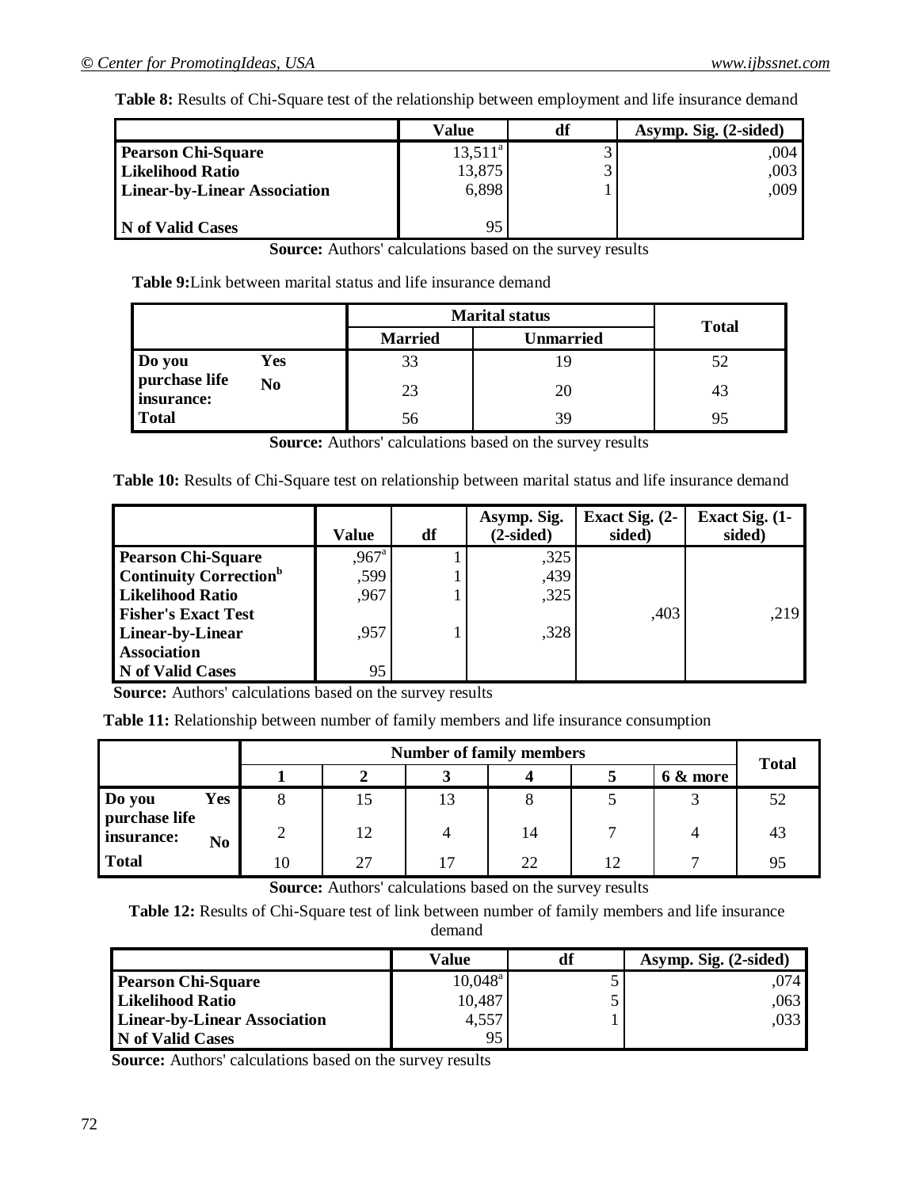**Table 8:** Results of Chi-Square test of the relationship between employment and life insurance demand

| | Value | df | Asymp. Sig. (2-sided) |
|---|---|---|---|
| **Pearson Chi-Square** | 13,511[a] | 3 | ,004 |
| **Likelihood Ratio** | 13,875 | 3 | ,003 |
| **Linear-by-Linear Association** | 6,898 | 1 | ,009 |
| **N of Valid Cases** | 95 | | |

**Source:** Authors' calculations based on the survey results

**Table 9:**Link between marital status and life insurance demand

| | | Marital status | | Total |
|---|---|---|---|---|
| | | **Married** | **Unmarried** | |
| **Do you purchase life insurance:** | **Yes** | 33 | 19 | 52 |
| | **No** | 23 | 20 | 43 |
| **Total** | | 56 | 39 | 95 |

**Source:** Authors' calculations based on the survey results

**Table 10:** Results of Chi-Square test on relationship between marital status and life insurance demand

| | Value | df | Asymp. Sig. (2-sided) | Exact Sig. (2-sided) | Exact Sig. (1-sided) |
|---|---|---|---|---|---|
| **Pearson Chi-Square** | ,967[a] | 1 | ,325 | | |
| **Continuity Correction[b]** | ,599 | 1 | ,439 | | |
| **Likelihood Ratio** | ,967 | 1 | ,325 | | |
| **Fisher's Exact Test** | | | | ,403 | ,219 |
| **Linear-by-Linear Association** | ,957 | 1 | ,328 | | |
| **N of Valid Cases** | 95 | | | | |

**Source:** Authors' calculations based on the survey results

**Table 11:** Relationship between number of family members and life insurance consumption

| | | Number of family members | | | | | | Total |
|---|---|---|---|---|---|---|---|---|
| | | **1** | **2** | **3** | **4** | **5** | **6 & more** | |
| **Do you purchase life insurance:** | **Yes** | 8 | 15 | 13 | 8 | 5 | 3 | 52 |
| | **No** | 2 | 12 | 4 | 14 | 7 | 4 | 43 |
| **Total** | | 10 | 27 | 17 | 22 | 12 | 7 | 95 |

**Source:** Authors' calculations based on the survey results

**Table 12:** Results of Chi-Square test of link between number of family members and life insurance demand

| | Value | df | Asymp. Sig. (2-sided) |
|---|---|---|---|
| **Pearson Chi-Square** | 10,048[a] | 5 | ,074 |
| **Likelihood Ratio** | 10,487 | 5 | ,063 |
| **Linear-by-Linear Association** | 4,557 | 1 | ,033 |
| **N of Valid Cases** | 95 | | |

**Source:** Authors' calculations based on the survey results